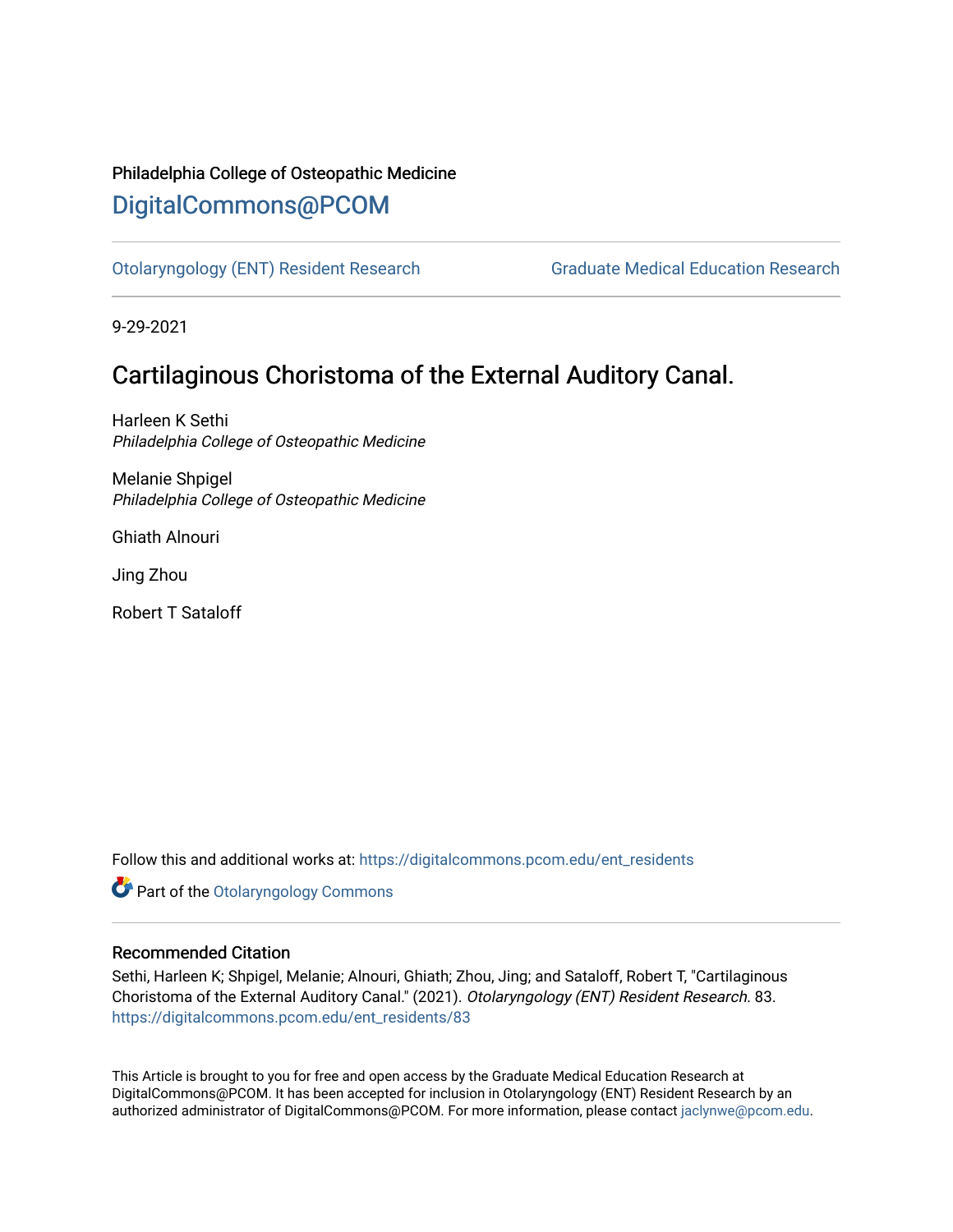Philadelphia College of Osteopathic Medicine

# DigitalCommons@PCOM

Otolaryngology (ENT) Resident Research | Graduate Medical Education Research

9-29-2021

## Cartilaginous Choristoma of the External Auditory Canal.

Harleen K Sethi
*Philadelphia College of Osteopathic Medicine*

Melanie Shpigel
*Philadelphia College of Osteopathic Medicine*

Ghiath Alnouri

Jing Zhou

Robert T Sataloff

Follow this and additional works at: https://digitalcommons.pcom.edu/ent_residents

Part of the Otolaryngology Commons

### Recommended Citation

Sethi, Harleen K; Shpigel, Melanie; Alnouri, Ghiath; Zhou, Jing; and Sataloff, Robert T, "Cartilaginous Choristoma of the External Auditory Canal." (2021). *Otolaryngology (ENT) Resident Research*. 83.
https://digitalcommons.pcom.edu/ent_residents/83

This Article is brought to you for free and open access by the Graduate Medical Education Research at DigitalCommons@PCOM. It has been accepted for inclusion in Otolaryngology (ENT) Resident Research by an authorized administrator of DigitalCommons@PCOM. For more information, please contact jaclynwe@pcom.edu.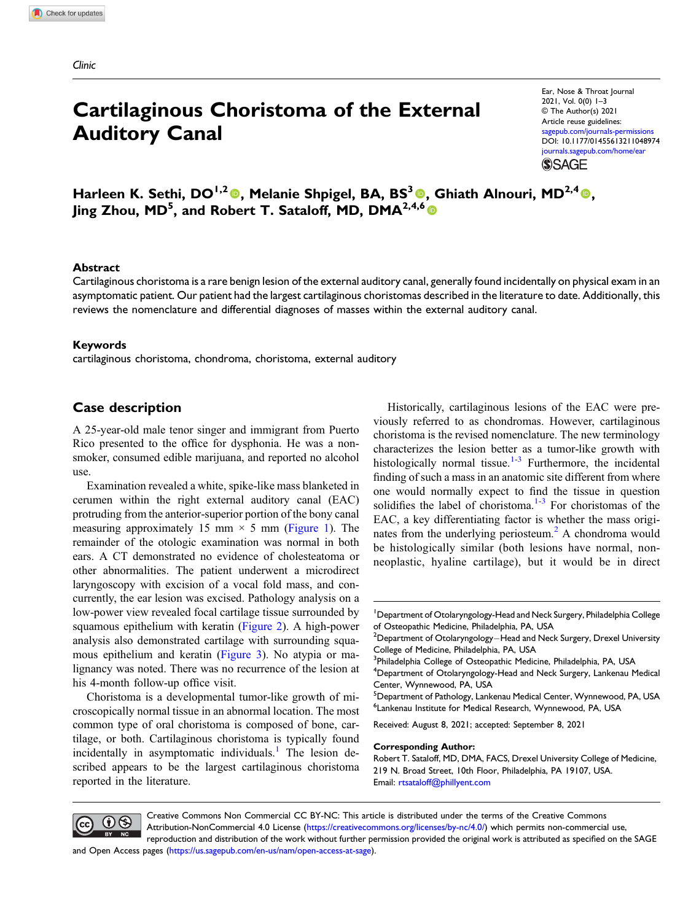Clinic

# Cartilaginous Choristoma of the External Auditory Canal

Ear, Nose & Throat Journal
2021, Vol. 0(0) 1–3
© The Author(s) 2021
Article reuse guidelines:
sagepub.com/journals-permissions
DOI: 10.1177/01455613211048974
journals.sagepub.com/home/ear

**Harleen K. Sethi, DO[1,2], Melanie Shpigel, BA, BS[3], Ghiath Alnouri, MD[2,4], Jing Zhou, MD[5], and Robert T. Sataloff, MD, DMA[2,4,6]**

## Abstract

Cartilaginous choristoma is a rare benign lesion of the external auditory canal, generally found incidentally on physical exam in an asymptomatic patient. Our patient had the largest cartilaginous choristomas described in the literature to date. Additionally, this reviews the nomenclature and differential diagnoses of masses within the external auditory canal.

## Keywords

cartilaginous choristoma, chondroma, choristoma, external auditory

## Case description

A 25-year-old male tenor singer and immigrant from Puerto Rico presented to the office for dysphonia. He was a non-smoker, consumed edible marijuana, and reported no alcohol use.

Examination revealed a white, spike-like mass blanketed in cerumen within the right external auditory canal (EAC) protruding from the anterior-superior portion of the bony canal measuring approximately 15 mm × 5 mm (Figure 1). The remainder of the otologic examination was normal in both ears. A CT demonstrated no evidence of cholesteatoma or other abnormalities. The patient underwent a microdirect laryngoscopy with excision of a vocal fold mass, and concurrently, the ear lesion was excised. Pathology analysis on a low-power view revealed focal cartilage tissue surrounded by squamous epithelium with keratin (Figure 2). A high-power analysis also demonstrated cartilage with surrounding squamous epithelium and keratin (Figure 3). No atypia or malignancy was noted. There was no recurrence of the lesion at his 4-month follow-up office visit.

Choristoma is a developmental tumor-like growth of microscopically normal tissue in an abnormal location. The most common type of oral choristoma is composed of bone, cartilage, or both. Cartilaginous choristoma is typically found incidentally in asymptomatic individuals.[1] The lesion described appears to be the largest cartilaginous choristoma reported in the literature.

Historically, cartilaginous lesions of the EAC were previously referred to as chondromas. However, cartilaginous choristoma is the revised nomenclature. The new terminology characterizes the lesion better as a tumor-like growth with histologically normal tissue.[1-3] Furthermore, the incidental finding of such a mass in an anatomic site different from where one would normally expect to find the tissue in question solidifies the label of choristoma.[1-3] For choristomas of the EAC, a key differentiating factor is whether the mass originates from the underlying periosteum.[2] A chondroma would be histologically similar (both lesions have normal, non-neoplastic, hyaline cartilage), but it would be in direct

[1]Department of Otolaryngology-Head and Neck Surgery, Philadelphia College of Osteopathic Medicine, Philadelphia, PA, USA
[2]Department of Otolaryngology—Head and Neck Surgery, Drexel University College of Medicine, Philadelphia, PA, USA
[3]Philadelphia College of Osteopathic Medicine, Philadelphia, PA, USA
[4]Department of Otolaryngology-Head and Neck Surgery, Lankenau Medical Center, Wynnewood, PA, USA
[5]Department of Pathology, Lankenau Medical Center, Wynnewood, PA, USA
[6]Lankenau Institute for Medical Research, Wynnewood, PA, USA

Received: August 8, 2021; accepted: September 8, 2021

**Corresponding Author:**
Robert T. Sataloff, MD, DMA, FACS, Drexel University College of Medicine, 219 N. Broad Street, 10th Floor, Philadelphia, PA 19107, USA.
Email: rtsataloff@phillyent.com

Creative Commons Non Commercial CC BY-NC: This article is distributed under the terms of the Creative Commons Attribution-NonCommercial 4.0 License (https://creativecommons.org/licenses/by-nc/4.0/) which permits non-commercial use, reproduction and distribution of the work without further permission provided the original work is attributed as specified on the SAGE and Open Access pages (https://us.sagepub.com/en-us/nam/open-access-at-sage).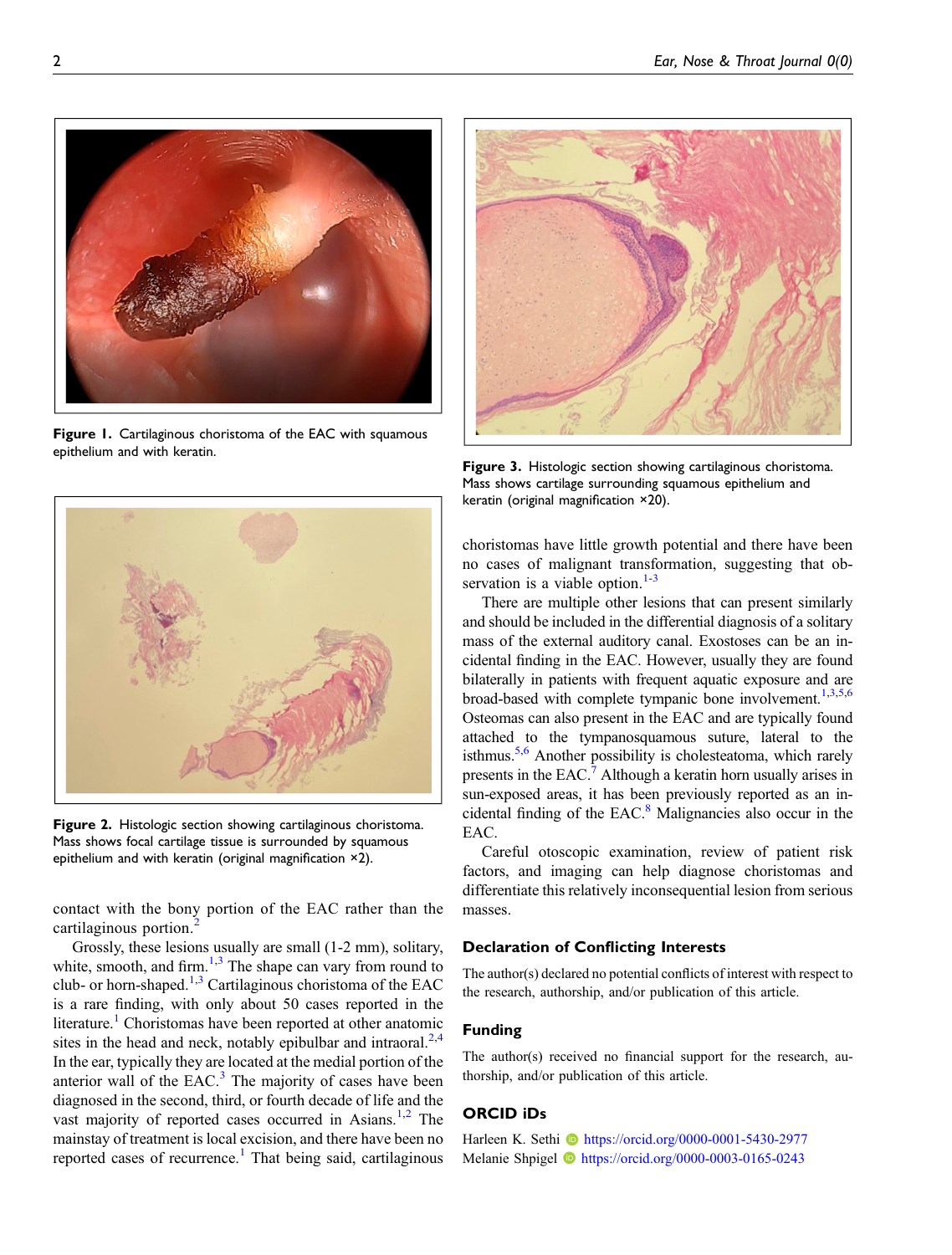Figure 1. Cartilaginous choristoma of the EAC with squamous epithelium and with keratin.

Figure 2. Histologic section showing cartilaginous choristoma. Mass shows focal cartilage tissue is surrounded by squamous epithelium and with keratin (original magnification ×2).

contact with the bony portion of the EAC rather than the cartilaginous portion.[2]

Grossly, these lesions usually are small (1-2 mm), solitary, white, smooth, and firm.[1,3] The shape can vary from round to club- or horn-shaped.[1,3] Cartilaginous choristoma of the EAC is a rare finding, with only about 50 cases reported in the literature.[1] Choristomas have been reported at other anatomic sites in the head and neck, notably epibulbar and intraoral.[2,4] In the ear, typically they are located at the medial portion of the anterior wall of the EAC.[3] The majority of cases have been diagnosed in the second, third, or fourth decade of life and the vast majority of reported cases occurred in Asians.[1,2] The mainstay of treatment is local excision, and there have been no reported cases of recurrence.[1] That being said, cartilaginous choristomas have little growth potential and there have been no cases of malignant transformation, suggesting that observation is a viable option.[1-3]

Figure 3. Histologic section showing cartilaginous choristoma. Mass shows cartilage surrounding squamous epithelium and keratin (original magnification ×20).

There are multiple other lesions that can present similarly and should be included in the differential diagnosis of a solitary mass of the external auditory canal. Exostoses can be an incidental finding in the EAC. However, usually they are found bilaterally in patients with frequent aquatic exposure and are broad-based with complete tympanic bone involvement.[1,3,5,6] Osteomas can also present in the EAC and are typically found attached to the tympanosquamous suture, lateral to the isthmus.[5,6] Another possibility is cholesteatoma, which rarely presents in the EAC.[7] Although a keratin horn usually arises in sun-exposed areas, it has been previously reported as an incidental finding of the EAC.[8] Malignancies also occur in the EAC.

Careful otoscopic examination, review of patient risk factors, and imaging can help diagnose choristomas and differentiate this relatively inconsequential lesion from serious masses.

## Declaration of Conflicting Interests

The author(s) declared no potential conflicts of interest with respect to the research, authorship, and/or publication of this article.

## Funding

The author(s) received no financial support for the research, authorship, and/or publication of this article.

## ORCID iDs

Harleen K. Sethi https://orcid.org/0000-0001-5430-2977
Melanie Shpigel https://orcid.org/0000-0003-0165-0243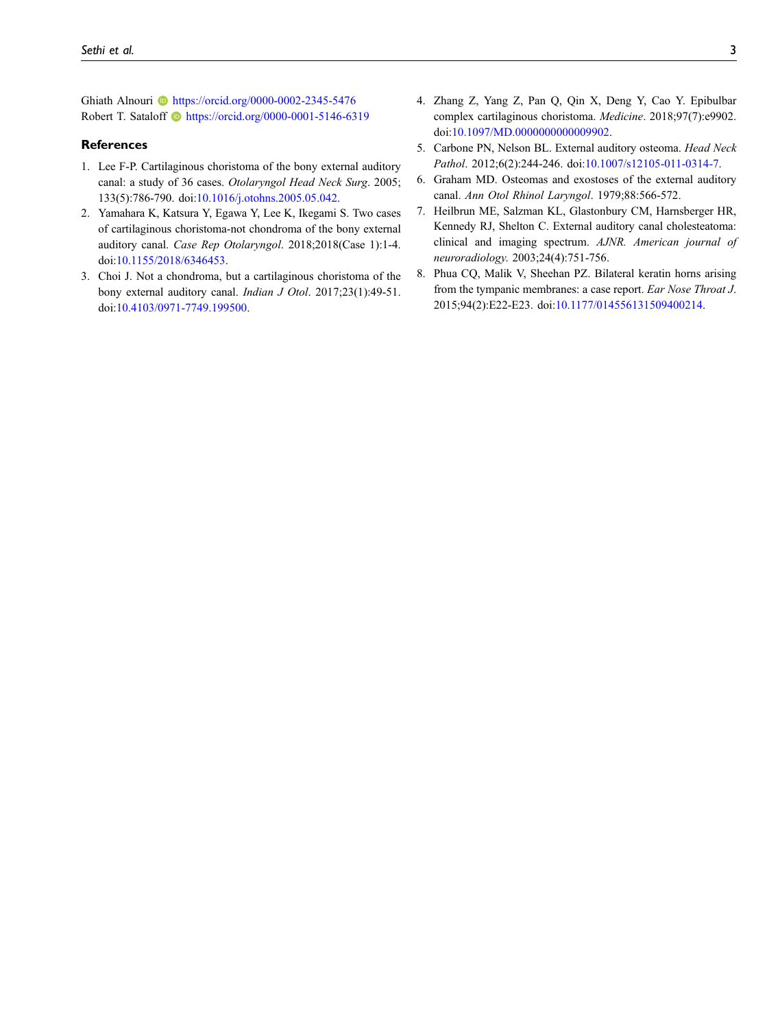Ghiath Alnouri https://orcid.org/0000-0002-2345-5476
Robert T. Sataloff https://orcid.org/0000-0001-5146-6319

## References

1. Lee F-P. Cartilaginous choristoma of the bony external auditory canal: a study of 36 cases. *Otolaryngol Head Neck Surg*. 2005; 133(5):786-790. doi:10.1016/j.otohns.2005.05.042.
2. Yamahara K, Katsura Y, Egawa Y, Lee K, Ikegami S. Two cases of cartilaginous choristoma-not chondroma of the bony external auditory canal. *Case Rep Otolaryngol*. 2018;2018(Case 1):1-4. doi:10.1155/2018/6346453.
3. Choi J. Not a chondroma, but a cartilaginous choristoma of the bony external auditory canal. *Indian J Otol*. 2017;23(1):49-51. doi:10.4103/0971-7749.199500.
4. Zhang Z, Yang Z, Pan Q, Qin X, Deng Y, Cao Y. Epibulbar complex cartilaginous choristoma. *Medicine*. 2018;97(7):e9902. doi:10.1097/MD.0000000000009902.
5. Carbone PN, Nelson BL. External auditory osteoma. *Head Neck Pathol*. 2012;6(2):244-246. doi:10.1007/s12105-011-0314-7.
6. Graham MD. Osteomas and exostoses of the external auditory canal. *Ann Otol Rhinol Laryngol*. 1979;88:566-572.
7. Heilbrun ME, Salzman KL, Glastonbury CM, Harnsberger HR, Kennedy RJ, Shelton C. External auditory canal cholesteatoma: clinical and imaging spectrum. *AJNR. American journal of neuroradiology.* 2003;24(4):751-756.
8. Phua CQ, Malik V, Sheehan PZ. Bilateral keratin horns arising from the tympanic membranes: a case report. *Ear Nose Throat J*. 2015;94(2):E22-E23. doi:10.1177/014556131509400214.